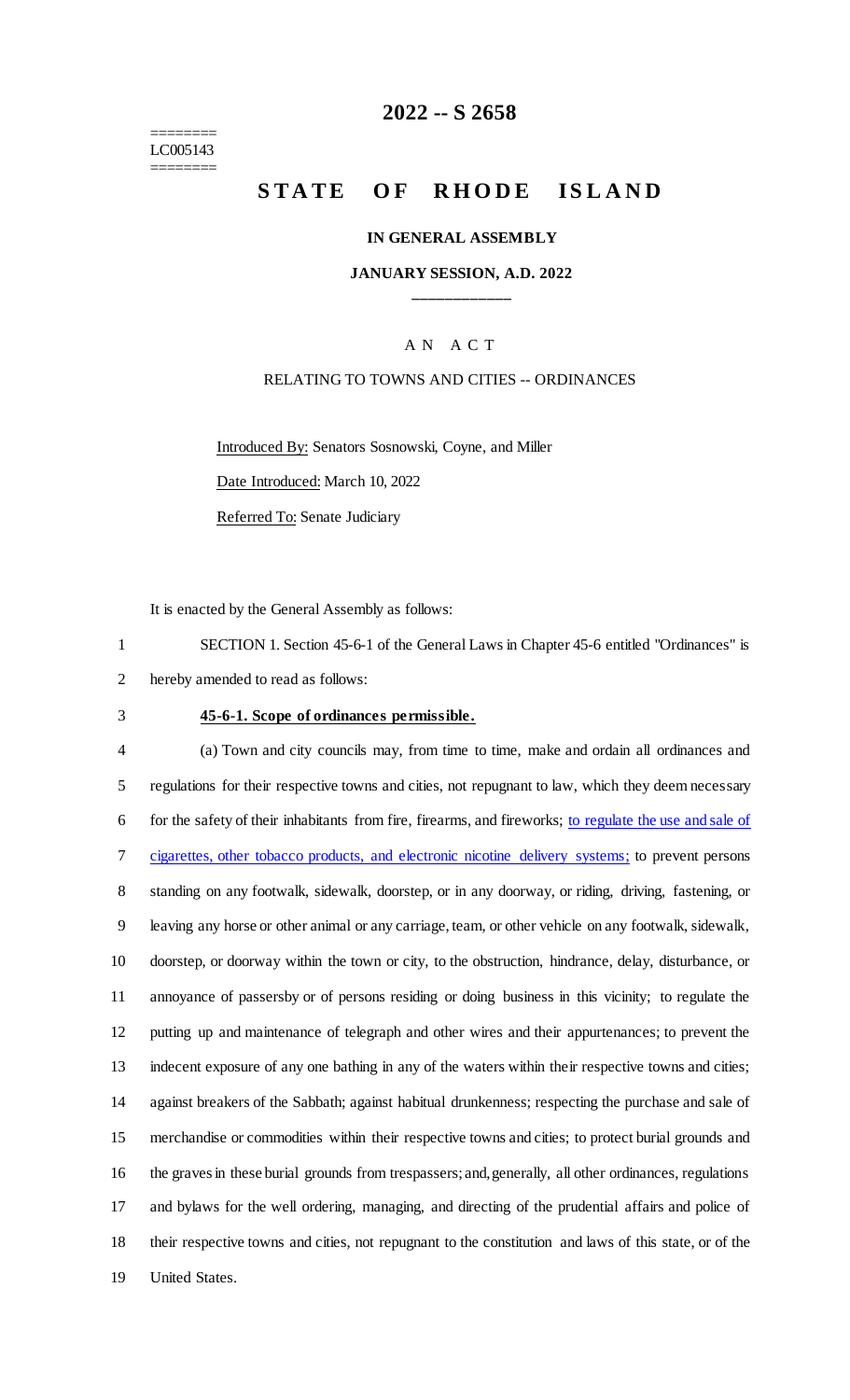========
LC005143
========

# 2022 -- S 2658

# STATE OF RHODE ISLAND

**IN GENERAL ASSEMBLY**

**JANUARY SESSION, A.D. 2022**

____________

A N A C T

RELATING TO TOWNS AND CITIES -- ORDINANCES

Introduced By: Senators Sosnowski, Coyne, and Miller

Date Introduced: March 10, 2022

Referred To: Senate Judiciary

It is enacted by the General Assembly as follows:

1 SECTION 1. Section 45-6-1 of the General Laws in Chapter 45-6 entitled "Ordinances" is
2 hereby amended to read as follows:

3 **45-6-1. Scope of ordinances permissible.**

4 (a) Town and city councils may, from time to time, make and ordain all ordinances and
5 regulations for their respective towns and cities, not repugnant to law, which they deem necessary
6 for the safety of their inhabitants from fire, firearms, and fireworks; to regulate the use and sale of
7 cigarettes, other tobacco products, and electronic nicotine delivery systems; to prevent persons
8 standing on any footwalk, sidewalk, doorstep, or in any doorway, or riding, driving, fastening, or
9 leaving any horse or other animal or any carriage, team, or other vehicle on any footwalk, sidewalk,
10 doorstep, or doorway within the town or city, to the obstruction, hindrance, delay, disturbance, or
11 annoyance of passersby or of persons residing or doing business in this vicinity; to regulate the
12 putting up and maintenance of telegraph and other wires and their appurtenances; to prevent the
13 indecent exposure of any one bathing in any of the waters within their respective towns and cities;
14 against breakers of the Sabbath; against habitual drunkenness; respecting the purchase and sale of
15 merchandise or commodities within their respective towns and cities; to protect burial grounds and
16 the graves in these burial grounds from trespassers; and, generally, all other ordinances, regulations
17 and bylaws for the well ordering, managing, and directing of the prudential affairs and police of
18 their respective towns and cities, not repugnant to the constitution and laws of this state, or of the
19 United States.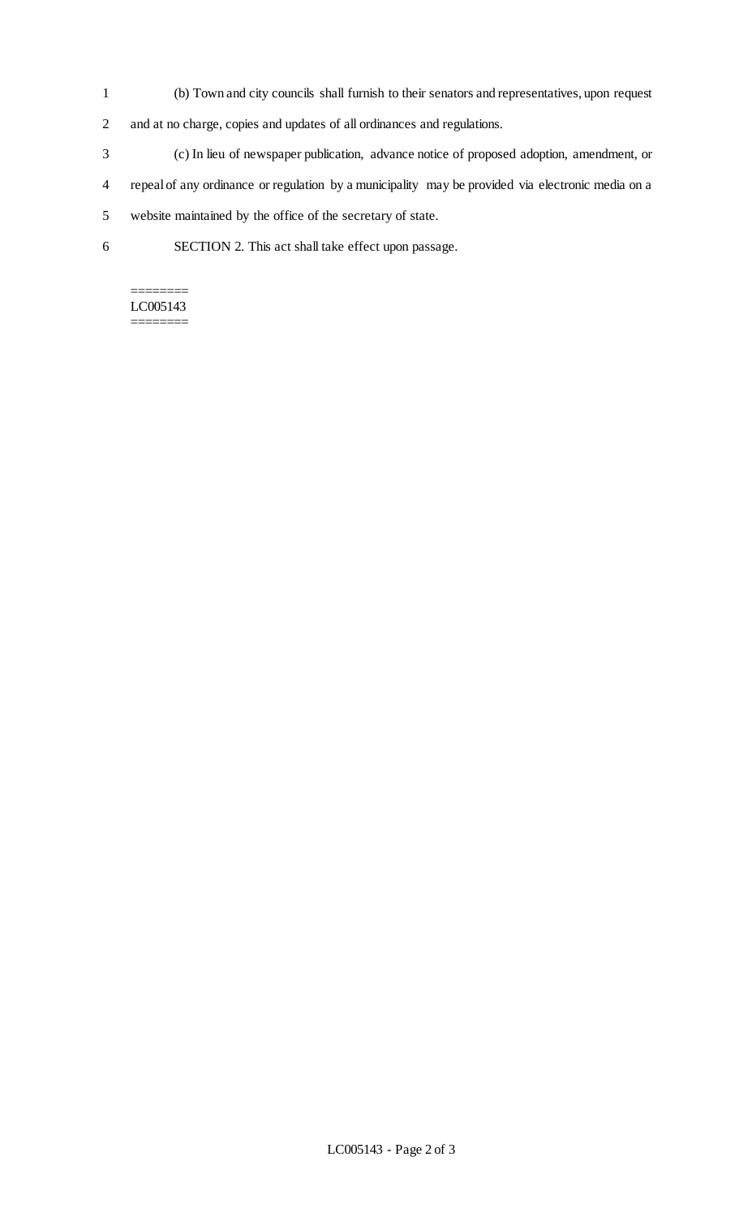(b) Town and city councils shall furnish to their senators and representatives, upon request and at no charge, copies and updates of all ordinances and regulations.

(c) In lieu of newspaper publication, advance notice of proposed adoption, amendment, or repeal of any ordinance or regulation by a municipality may be provided via electronic media on a website maintained by the office of the secretary of state.

SECTION 2. This act shall take effect upon passage.

========
LC005143
========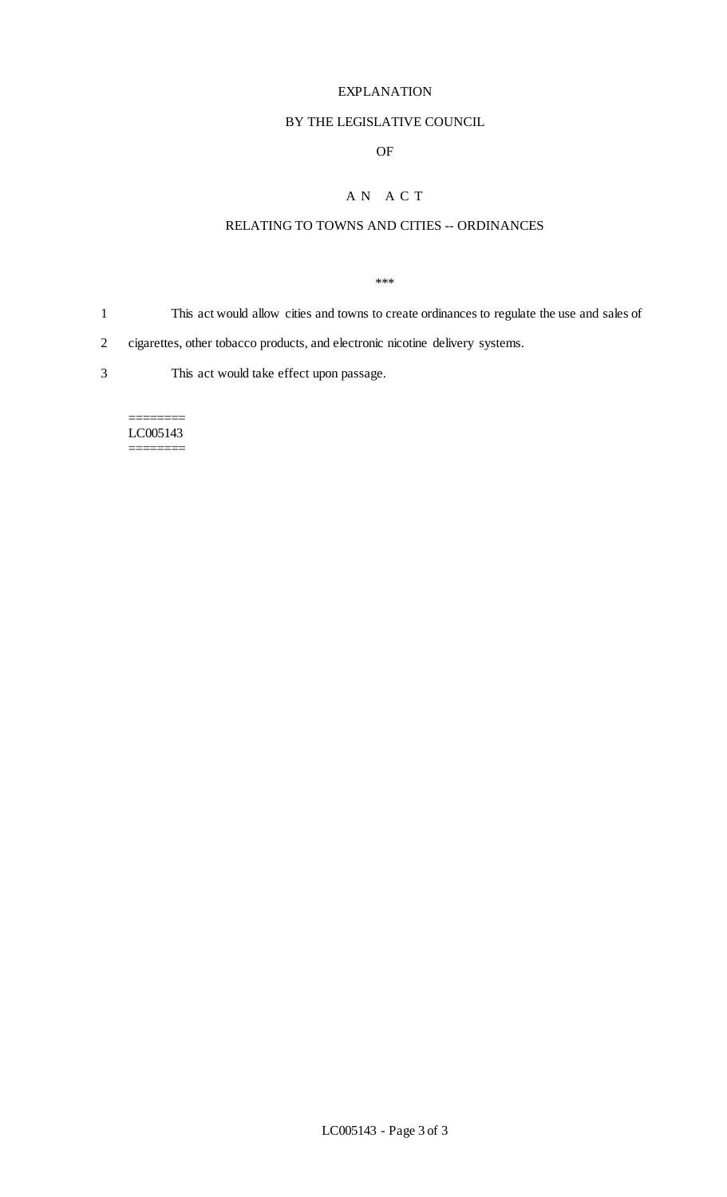EXPLANATION

BY THE LEGISLATIVE COUNCIL

OF

A N A C T

RELATING TO TOWNS AND CITIES -- ORDINANCES

\*\*\*

1 This act would allow cities and towns to create ordinances to regulate the use and sales of

2 cigarettes, other tobacco products, and electronic nicotine delivery systems.

3 This act would take effect upon passage.

========
LC005143
========